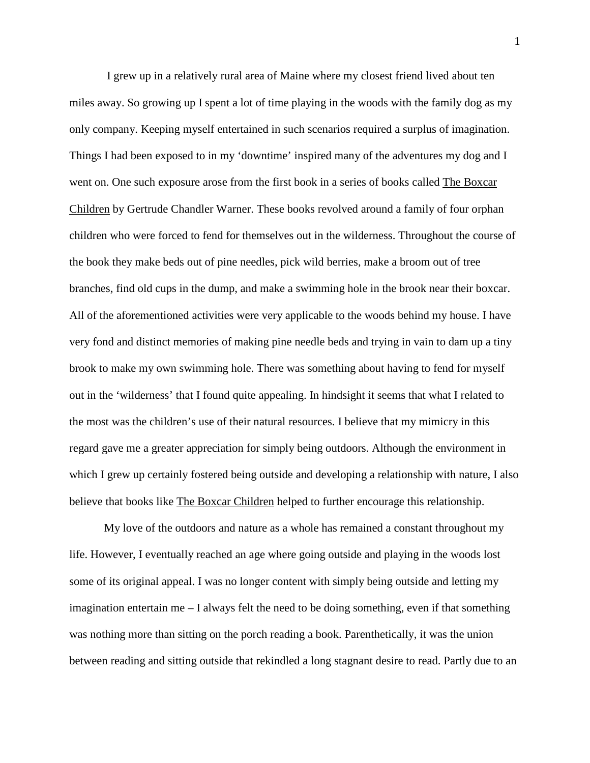I grew up in a relatively rural area of Maine where my closest friend lived about ten miles away. So growing up I spent a lot of time playing in the woods with the family dog as my only company. Keeping myself entertained in such scenarios required a surplus of imagination. Things I had been exposed to in my 'downtime' inspired many of the adventures my dog and I went on. One such exposure arose from the first book in a series of books called <u>The Boxcar Children</u> by Gertrude Chandler Warner. These books revolved around a family of four orphan children who were forced to fend for themselves out in the wilderness. Throughout the course of the book they make beds out of pine needles, pick wild berries, make a broom out of tree branches, find old cups in the dump, and make a swimming hole in the brook near their boxcar. All of the aforementioned activities were very applicable to the woods behind my house. I have very fond and distinct memories of making pine needle beds and trying in vain to dam up a tiny brook to make my own swimming hole. There was something about having to fend for myself out in the 'wilderness' that I found quite appealing. In hindsight it seems that what I related to the most was the children's use of their natural resources. I believe that my mimicry in this regard gave me a greater appreciation for simply being outdoors. Although the environment in which I grew up certainly fostered being outside and developing a relationship with nature, I also believe that books like <u>The Boxcar Children</u> helped to further encourage this relationship.

My love of the outdoors and nature as a whole has remained a constant throughout my life. However, I eventually reached an age where going outside and playing in the woods lost some of its original appeal. I was no longer content with simply being outside and letting my imagination entertain me – I always felt the need to be doing something, even if that something was nothing more than sitting on the porch reading a book. Parenthetically, it was the union between reading and sitting outside that rekindled a long stagnant desire to read. Partly due to an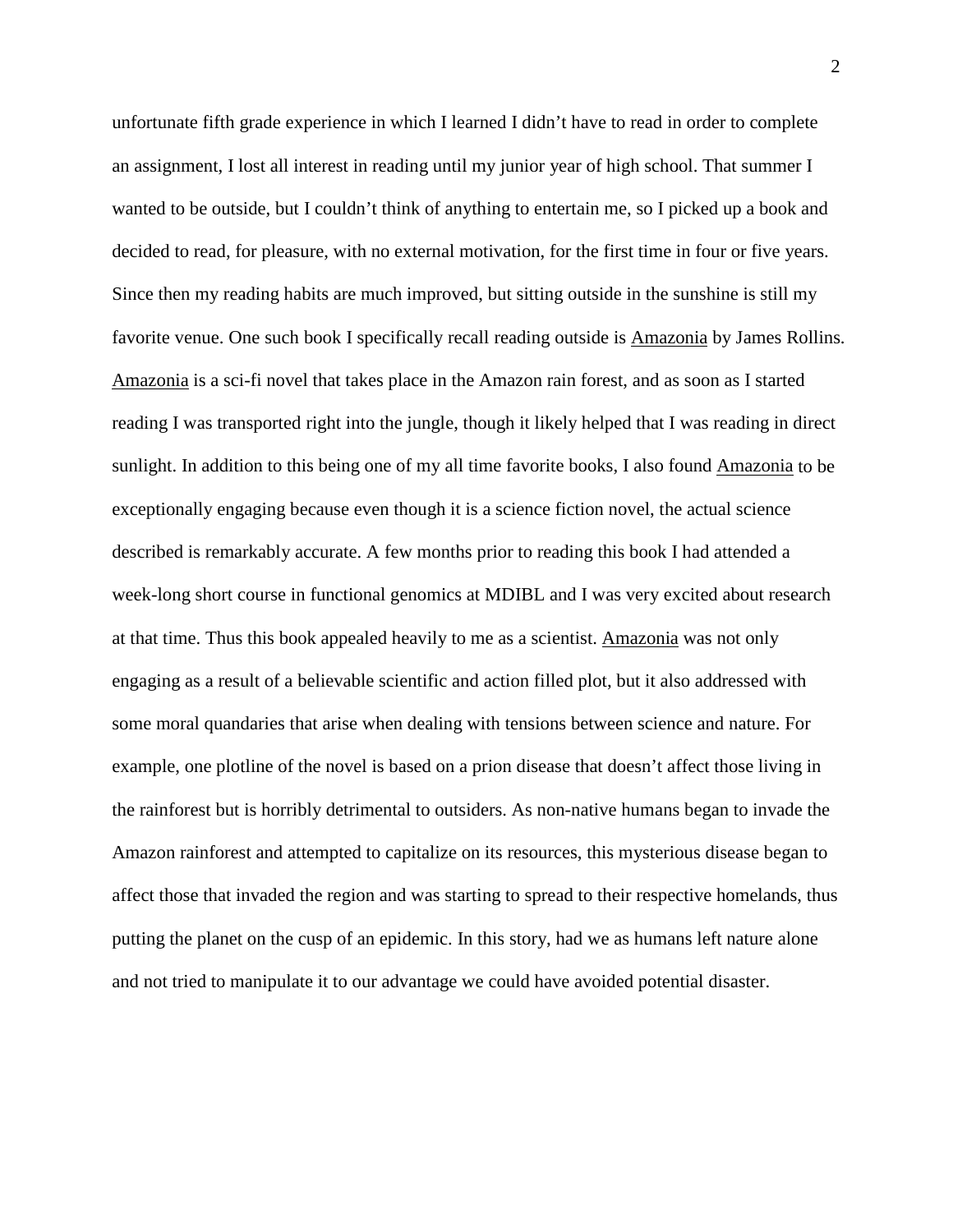unfortunate fifth grade experience in which I learned I didn't have to read in order to complete an assignment, I lost all interest in reading until my junior year of high school. That summer I wanted to be outside, but I couldn't think of anything to entertain me, so I picked up a book and decided to read, for pleasure, with no external motivation, for the first time in four or five years. Since then my reading habits are much improved, but sitting outside in the sunshine is still my favorite venue. One such book I specifically recall reading outside is <u>Amazonia</u> by James Rollins. <u>Amazonia</u> is a sci-fi novel that takes place in the Amazon rain forest, and as soon as I started reading I was transported right into the jungle, though it likely helped that I was reading in direct sunlight. In addition to this being one of my all time favorite books, I also found <u>Amazonia</u> to be exceptionally engaging because even though it is a science fiction novel, the actual science described is remarkably accurate. A few months prior to reading this book I had attended a week-long short course in functional genomics at MDIBL and I was very excited about research at that time. Thus this book appealed heavily to me as a scientist. <u>Amazonia</u> was not only engaging as a result of a believable scientific and action filled plot, but it also addressed with some moral quandaries that arise when dealing with tensions between science and nature. For example, one plotline of the novel is based on a prion disease that doesn't affect those living in the rainforest but is horribly detrimental to outsiders. As non-native humans began to invade the Amazon rainforest and attempted to capitalize on its resources, this mysterious disease began to affect those that invaded the region and was starting to spread to their respective homelands, thus putting the planet on the cusp of an epidemic. In this story, had we as humans left nature alone and not tried to manipulate it to our advantage we could have avoided potential disaster.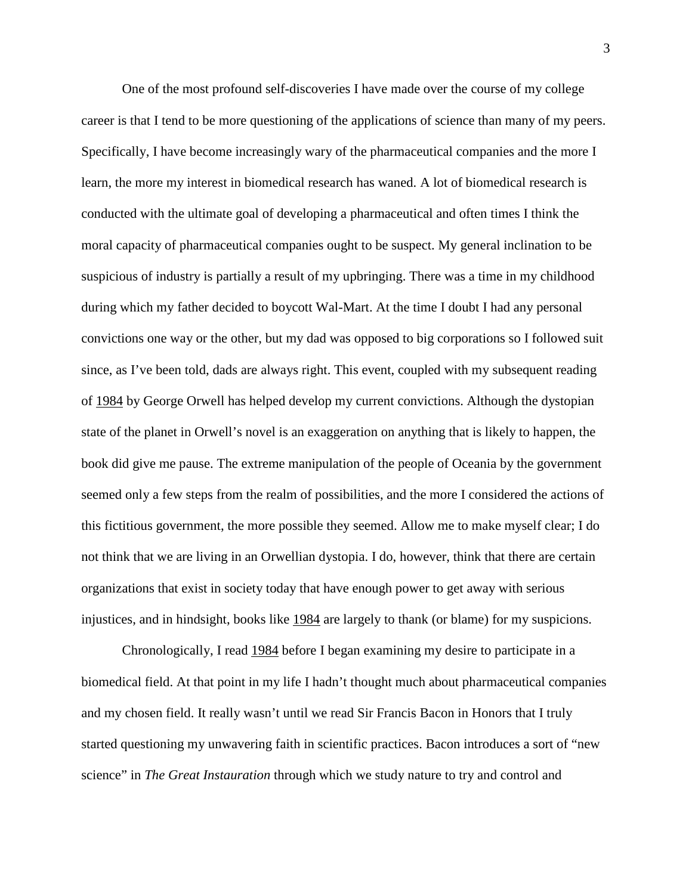One of the most profound self-discoveries I have made over the course of my college career is that I tend to be more questioning of the applications of science than many of my peers. Specifically, I have become increasingly wary of the pharmaceutical companies and the more I learn, the more my interest in biomedical research has waned. A lot of biomedical research is conducted with the ultimate goal of developing a pharmaceutical and often times I think the moral capacity of pharmaceutical companies ought to be suspect. My general inclination to be suspicious of industry is partially a result of my upbringing. There was a time in my childhood during which my father decided to boycott Wal-Mart. At the time I doubt I had any personal convictions one way or the other, but my dad was opposed to big corporations so I followed suit since, as I've been told, dads are always right. This event, coupled with my subsequent reading of <u>1984</u> by George Orwell has helped develop my current convictions. Although the dystopian state of the planet in Orwell's novel is an exaggeration on anything that is likely to happen, the book did give me pause. The extreme manipulation of the people of Oceania by the government seemed only a few steps from the realm of possibilities, and the more I considered the actions of this fictitious government, the more possible they seemed. Allow me to make myself clear; I do not think that we are living in an Orwellian dystopia. I do, however, think that there are certain organizations that exist in society today that have enough power to get away with serious injustices, and in hindsight, books like <u>1984</u> are largely to thank (or blame) for my suspicions.

Chronologically, I read <u>1984</u> before I began examining my desire to participate in a biomedical field. At that point in my life I hadn't thought much about pharmaceutical companies and my chosen field. It really wasn't until we read Sir Francis Bacon in Honors that I truly started questioning my unwavering faith in scientific practices. Bacon introduces a sort of "new science" in *The Great Instauration* through which we study nature to try and control and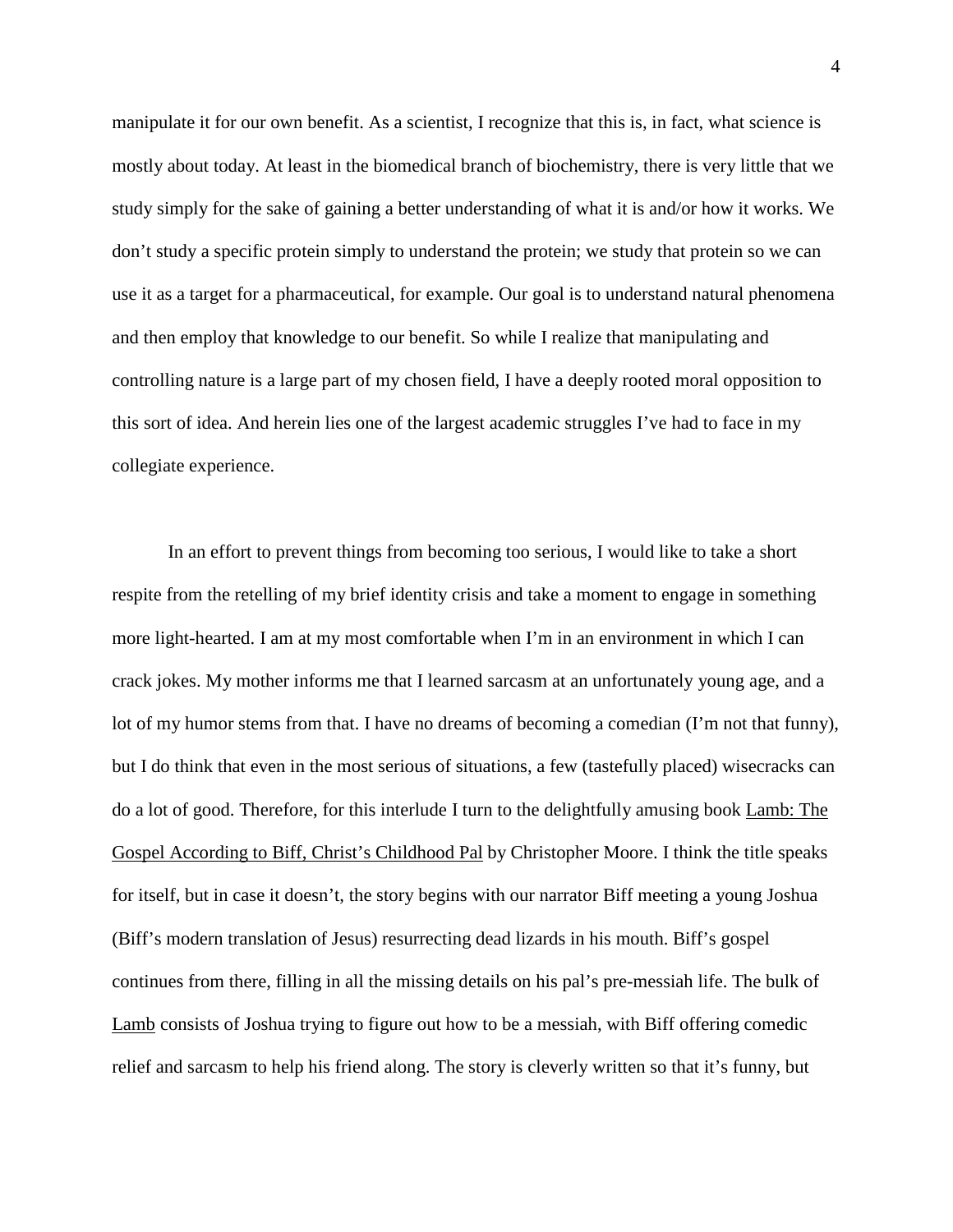manipulate it for our own benefit. As a scientist, I recognize that this is, in fact, what science is mostly about today. At least in the biomedical branch of biochemistry, there is very little that we study simply for the sake of gaining a better understanding of what it is and/or how it works. We don't study a specific protein simply to understand the protein; we study that protein so we can use it as a target for a pharmaceutical, for example. Our goal is to understand natural phenomena and then employ that knowledge to our benefit. So while I realize that manipulating and controlling nature is a large part of my chosen field, I have a deeply rooted moral opposition to this sort of idea. And herein lies one of the largest academic struggles I've had to face in my collegiate experience.

In an effort to prevent things from becoming too serious, I would like to take a short respite from the retelling of my brief identity crisis and take a moment to engage in something more light-hearted. I am at my most comfortable when I'm in an environment in which I can crack jokes. My mother informs me that I learned sarcasm at an unfortunately young age, and a lot of my humor stems from that. I have no dreams of becoming a comedian (I'm not that funny), but I do think that even in the most serious of situations, a few (tastefully placed) wisecracks can do a lot of good. Therefore, for this interlude I turn to the delightfully amusing book Lamb: The Gospel According to Biff, Christ's Childhood Pal by Christopher Moore. I think the title speaks for itself, but in case it doesn't, the story begins with our narrator Biff meeting a young Joshua (Biff's modern translation of Jesus) resurrecting dead lizards in his mouth. Biff's gospel continues from there, filling in all the missing details on his pal's pre-messiah life. The bulk of Lamb consists of Joshua trying to figure out how to be a messiah, with Biff offering comedic relief and sarcasm to help his friend along. The story is cleverly written so that it's funny, but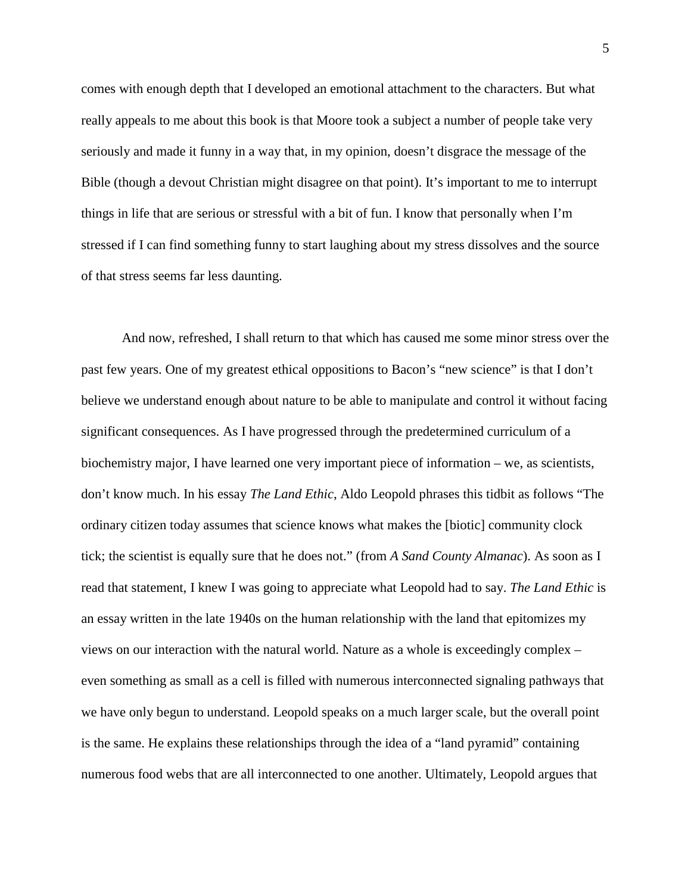comes with enough depth that I developed an emotional attachment to the characters. But what really appeals to me about this book is that Moore took a subject a number of people take very seriously and made it funny in a way that, in my opinion, doesn't disgrace the message of the Bible (though a devout Christian might disagree on that point). It's important to me to interrupt things in life that are serious or stressful with a bit of fun. I know that personally when I'm stressed if I can find something funny to start laughing about my stress dissolves and the source of that stress seems far less daunting.

And now, refreshed, I shall return to that which has caused me some minor stress over the past few years. One of my greatest ethical oppositions to Bacon's "new science" is that I don't believe we understand enough about nature to be able to manipulate and control it without facing significant consequences. As I have progressed through the predetermined curriculum of a biochemistry major, I have learned one very important piece of information – we, as scientists, don't know much. In his essay *The Land Ethic*, Aldo Leopold phrases this tidbit as follows "The ordinary citizen today assumes that science knows what makes the [biotic] community clock tick; the scientist is equally sure that he does not." (from *A Sand County Almanac*). As soon as I read that statement, I knew I was going to appreciate what Leopold had to say. *The Land Ethic* is an essay written in the late 1940s on the human relationship with the land that epitomizes my views on our interaction with the natural world. Nature as a whole is exceedingly complex – even something as small as a cell is filled with numerous interconnected signaling pathways that we have only begun to understand. Leopold speaks on a much larger scale, but the overall point is the same. He explains these relationships through the idea of a "land pyramid" containing numerous food webs that are all interconnected to one another. Ultimately, Leopold argues that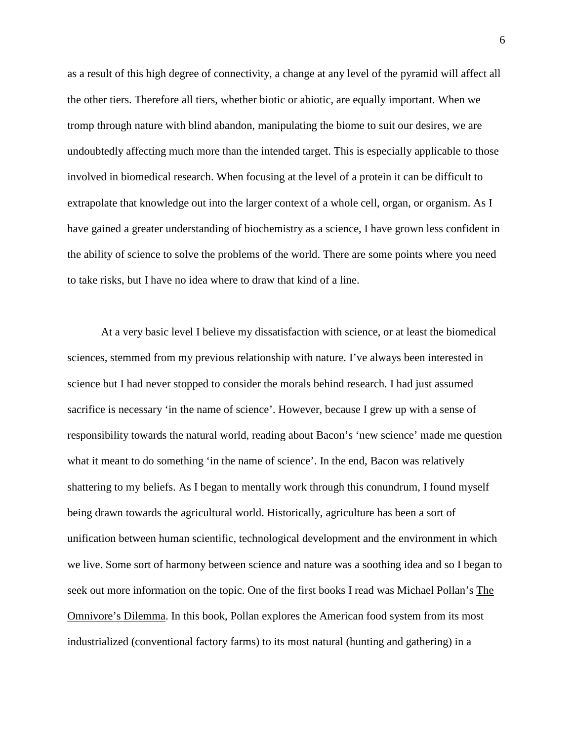as a result of this high degree of connectivity, a change at any level of the pyramid will affect all the other tiers. Therefore all tiers, whether biotic or abiotic, are equally important. When we tromp through nature with blind abandon, manipulating the biome to suit our desires, we are undoubtedly affecting much more than the intended target. This is especially applicable to those involved in biomedical research. When focusing at the level of a protein it can be difficult to extrapolate that knowledge out into the larger context of a whole cell, organ, or organism. As I have gained a greater understanding of biochemistry as a science, I have grown less confident in the ability of science to solve the problems of the world. There are some points where you need to take risks, but I have no idea where to draw that kind of a line.

At a very basic level I believe my dissatisfaction with science, or at least the biomedical sciences, stemmed from my previous relationship with nature. I've always been interested in science but I had never stopped to consider the morals behind research. I had just assumed sacrifice is necessary 'in the name of science'. However, because I grew up with a sense of responsibility towards the natural world, reading about Bacon's 'new science' made me question what it meant to do something 'in the name of science'. In the end, Bacon was relatively shattering to my beliefs. As I began to mentally work through this conundrum, I found myself being drawn towards the agricultural world. Historically, agriculture has been a sort of unification between human scientific, technological development and the environment in which we live. Some sort of harmony between science and nature was a soothing idea and so I began to seek out more information on the topic. One of the first books I read was Michael Pollan's The Omnivore's Dilemma. In this book, Pollan explores the American food system from its most industrialized (conventional factory farms) to its most natural (hunting and gathering) in a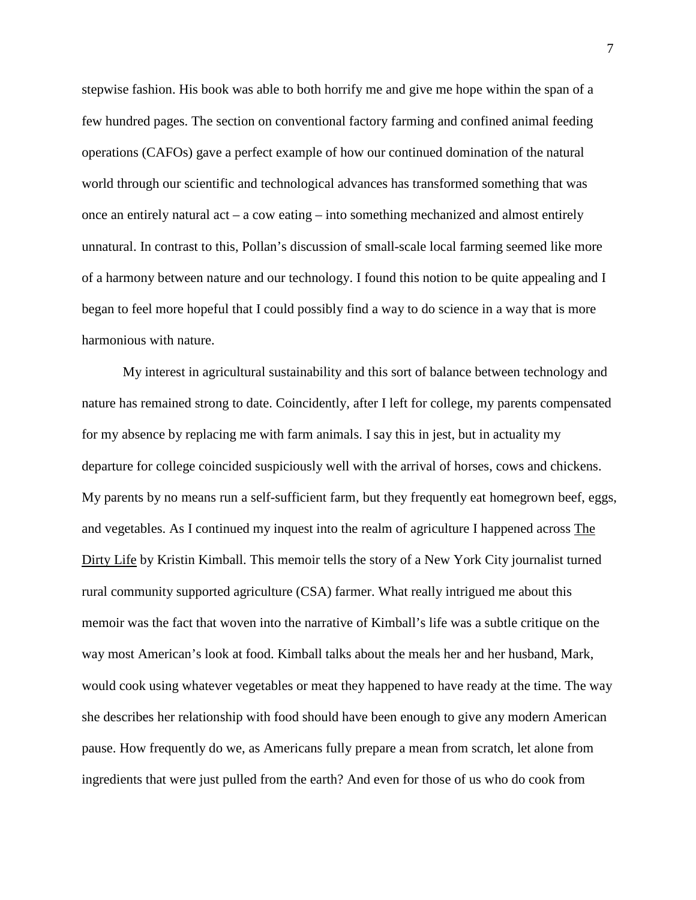stepwise fashion. His book was able to both horrify me and give me hope within the span of a few hundred pages. The section on conventional factory farming and confined animal feeding operations (CAFOs) gave a perfect example of how our continued domination of the natural world through our scientific and technological advances has transformed something that was once an entirely natural act – a cow eating – into something mechanized and almost entirely unnatural. In contrast to this, Pollan's discussion of small-scale local farming seemed like more of a harmony between nature and our technology. I found this notion to be quite appealing and I began to feel more hopeful that I could possibly find a way to do science in a way that is more harmonious with nature.

My interest in agricultural sustainability and this sort of balance between technology and nature has remained strong to date. Coincidently, after I left for college, my parents compensated for my absence by replacing me with farm animals. I say this in jest, but in actuality my departure for college coincided suspiciously well with the arrival of horses, cows and chickens. My parents by no means run a self-sufficient farm, but they frequently eat homegrown beef, eggs, and vegetables. As I continued my inquest into the realm of agriculture I happened across The Dirty Life by Kristin Kimball. This memoir tells the story of a New York City journalist turned rural community supported agriculture (CSA) farmer. What really intrigued me about this memoir was the fact that woven into the narrative of Kimball's life was a subtle critique on the way most American's look at food. Kimball talks about the meals her and her husband, Mark, would cook using whatever vegetables or meat they happened to have ready at the time. The way she describes her relationship with food should have been enough to give any modern American pause. How frequently do we, as Americans fully prepare a mean from scratch, let alone from ingredients that were just pulled from the earth? And even for those of us who do cook from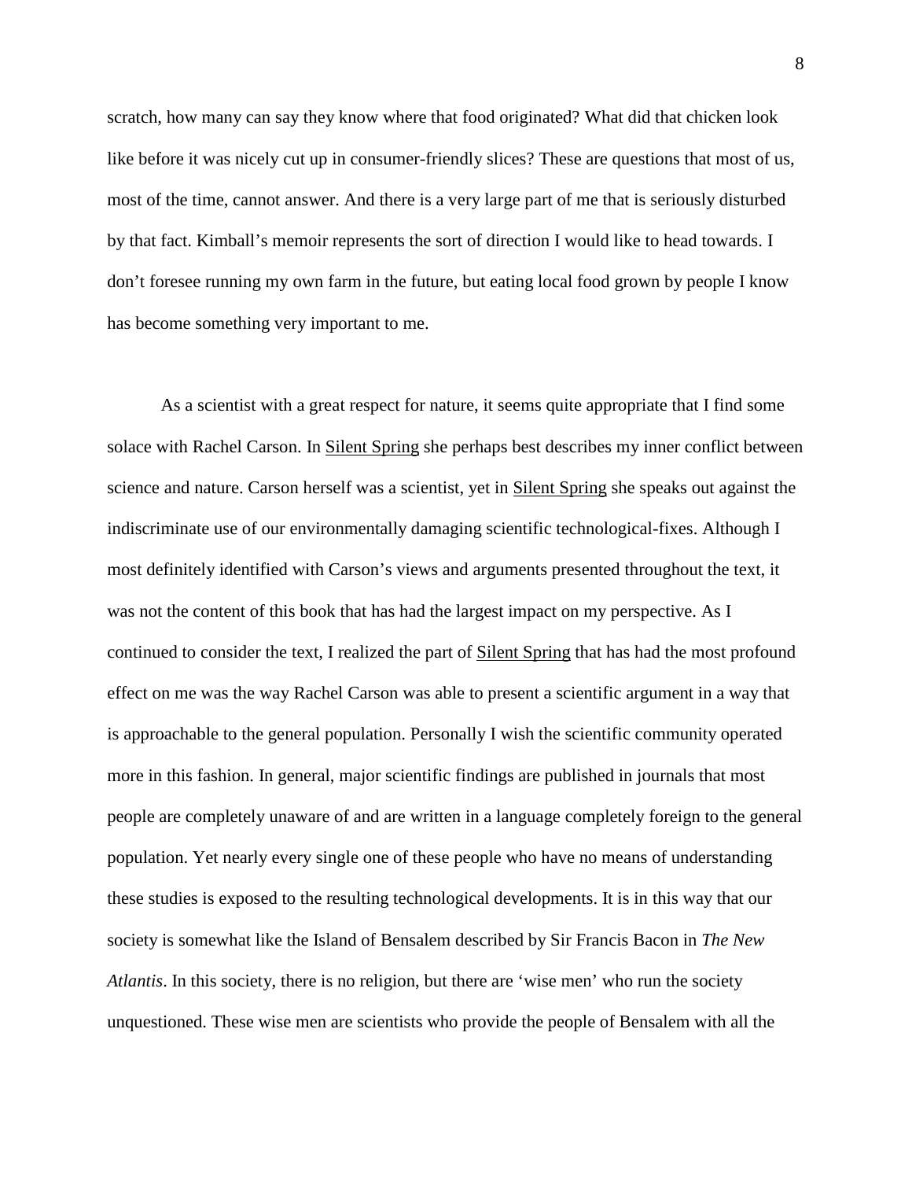scratch, how many can say they know where that food originated? What did that chicken look like before it was nicely cut up in consumer-friendly slices? These are questions that most of us, most of the time, cannot answer. And there is a very large part of me that is seriously disturbed by that fact. Kimball's memoir represents the sort of direction I would like to head towards. I don't foresee running my own farm in the future, but eating local food grown by people I know has become something very important to me.

As a scientist with a great respect for nature, it seems quite appropriate that I find some solace with Rachel Carson. In <u>Silent Spring</u> she perhaps best describes my inner conflict between science and nature. Carson herself was a scientist, yet in <u>Silent Spring</u> she speaks out against the indiscriminate use of our environmentally damaging scientific technological-fixes. Although I most definitely identified with Carson's views and arguments presented throughout the text, it was not the content of this book that has had the largest impact on my perspective. As I continued to consider the text, I realized the part of <u>Silent Spring</u> that has had the most profound effect on me was the way Rachel Carson was able to present a scientific argument in a way that is approachable to the general population. Personally I wish the scientific community operated more in this fashion. In general, major scientific findings are published in journals that most people are completely unaware of and are written in a language completely foreign to the general population. Yet nearly every single one of these people who have no means of understanding these studies is exposed to the resulting technological developments. It is in this way that our society is somewhat like the Island of Bensalem described by Sir Francis Bacon in *The New Atlantis*. In this society, there is no religion, but there are 'wise men' who run the society unquestioned. These wise men are scientists who provide the people of Bensalem with all the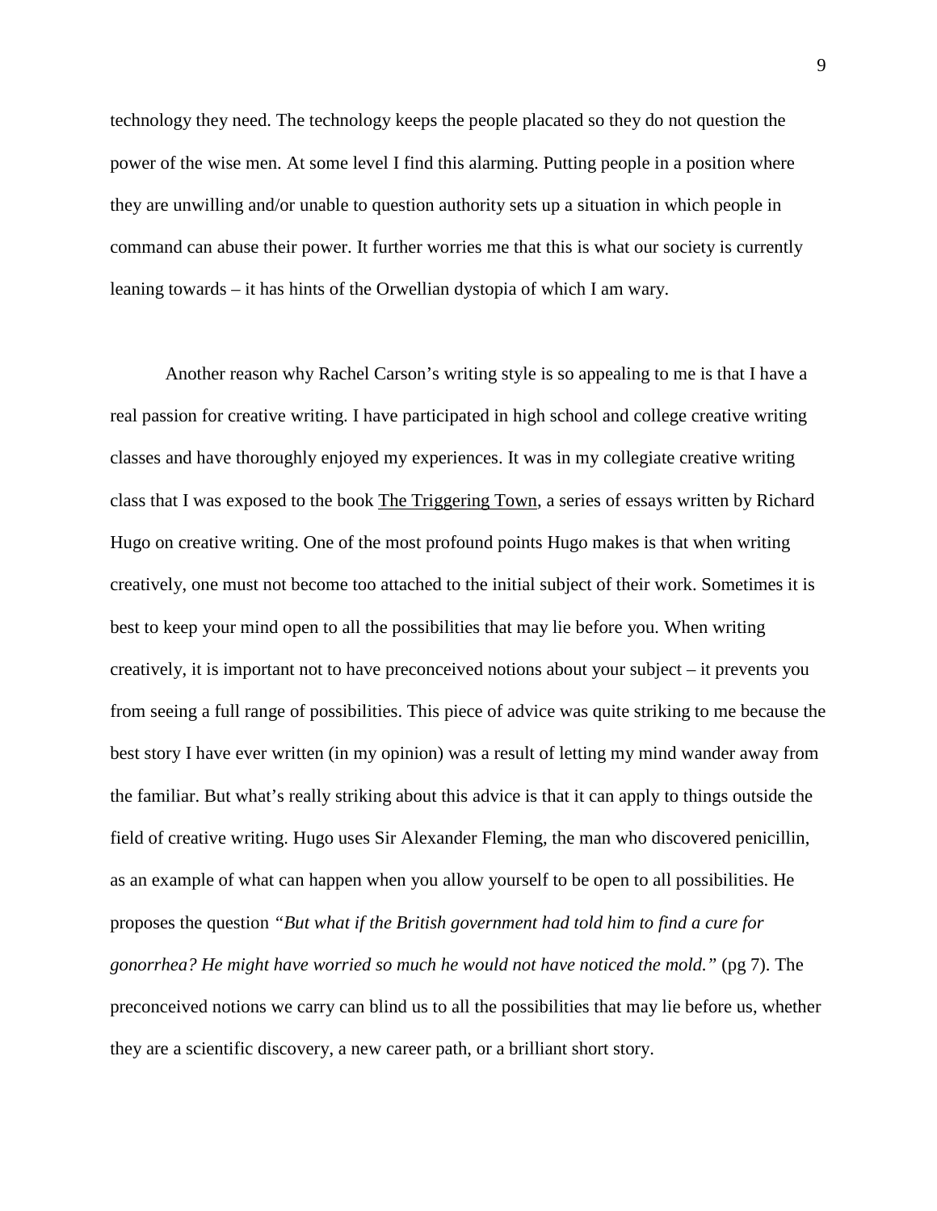technology they need. The technology keeps the people placated so they do not question the power of the wise men. At some level I find this alarming. Putting people in a position where they are unwilling and/or unable to question authority sets up a situation in which people in command can abuse their power. It further worries me that this is what our society is currently leaning towards – it has hints of the Orwellian dystopia of which I am wary.

Another reason why Rachel Carson's writing style is so appealing to me is that I have a real passion for creative writing. I have participated in high school and college creative writing classes and have thoroughly enjoyed my experiences. It was in my collegiate creative writing class that I was exposed to the book The Triggering Town, a series of essays written by Richard Hugo on creative writing. One of the most profound points Hugo makes is that when writing creatively, one must not become too attached to the initial subject of their work. Sometimes it is best to keep your mind open to all the possibilities that may lie before you. When writing creatively, it is important not to have preconceived notions about your subject – it prevents you from seeing a full range of possibilities. This piece of advice was quite striking to me because the best story I have ever written (in my opinion) was a result of letting my mind wander away from the familiar. But what's really striking about this advice is that it can apply to things outside the field of creative writing. Hugo uses Sir Alexander Fleming, the man who discovered penicillin, as an example of what can happen when you allow yourself to be open to all possibilities. He proposes the question *"But what if the British government had told him to find a cure for gonorrhea? He might have worried so much he would not have noticed the mold."* (pg 7). The preconceived notions we carry can blind us to all the possibilities that may lie before us, whether they are a scientific discovery, a new career path, or a brilliant short story.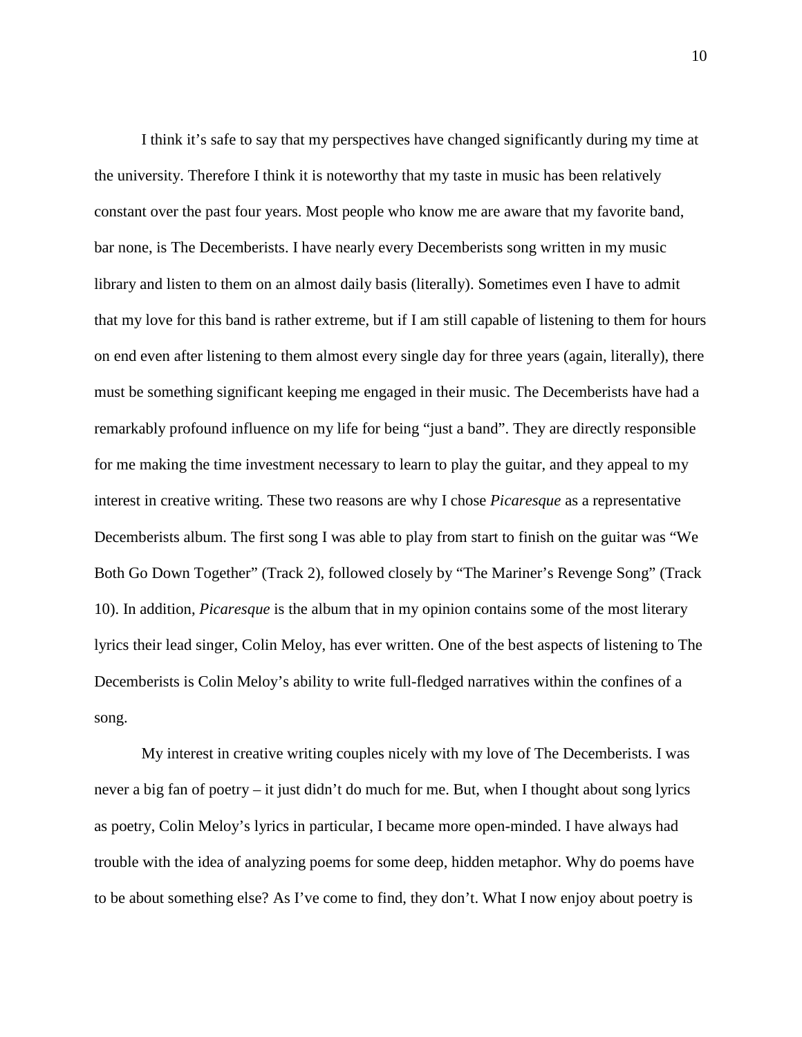I think it's safe to say that my perspectives have changed significantly during my time at the university. Therefore I think it is noteworthy that my taste in music has been relatively constant over the past four years. Most people who know me are aware that my favorite band, bar none, is The Decemberists. I have nearly every Decemberists song written in my music library and listen to them on an almost daily basis (literally). Sometimes even I have to admit that my love for this band is rather extreme, but if I am still capable of listening to them for hours on end even after listening to them almost every single day for three years (again, literally), there must be something significant keeping me engaged in their music. The Decemberists have had a remarkably profound influence on my life for being "just a band". They are directly responsible for me making the time investment necessary to learn to play the guitar, and they appeal to my interest in creative writing. These two reasons are why I chose *Picaresque* as a representative Decemberists album. The first song I was able to play from start to finish on the guitar was "We Both Go Down Together" (Track 2), followed closely by "The Mariner's Revenge Song" (Track 10). In addition, *Picaresque* is the album that in my opinion contains some of the most literary lyrics their lead singer, Colin Meloy, has ever written. One of the best aspects of listening to The Decemberists is Colin Meloy's ability to write full-fledged narratives within the confines of a song.

My interest in creative writing couples nicely with my love of The Decemberists. I was never a big fan of poetry – it just didn't do much for me. But, when I thought about song lyrics as poetry, Colin Meloy's lyrics in particular, I became more open-minded. I have always had trouble with the idea of analyzing poems for some deep, hidden metaphor. Why do poems have to be about something else? As I've come to find, they don't. What I now enjoy about poetry is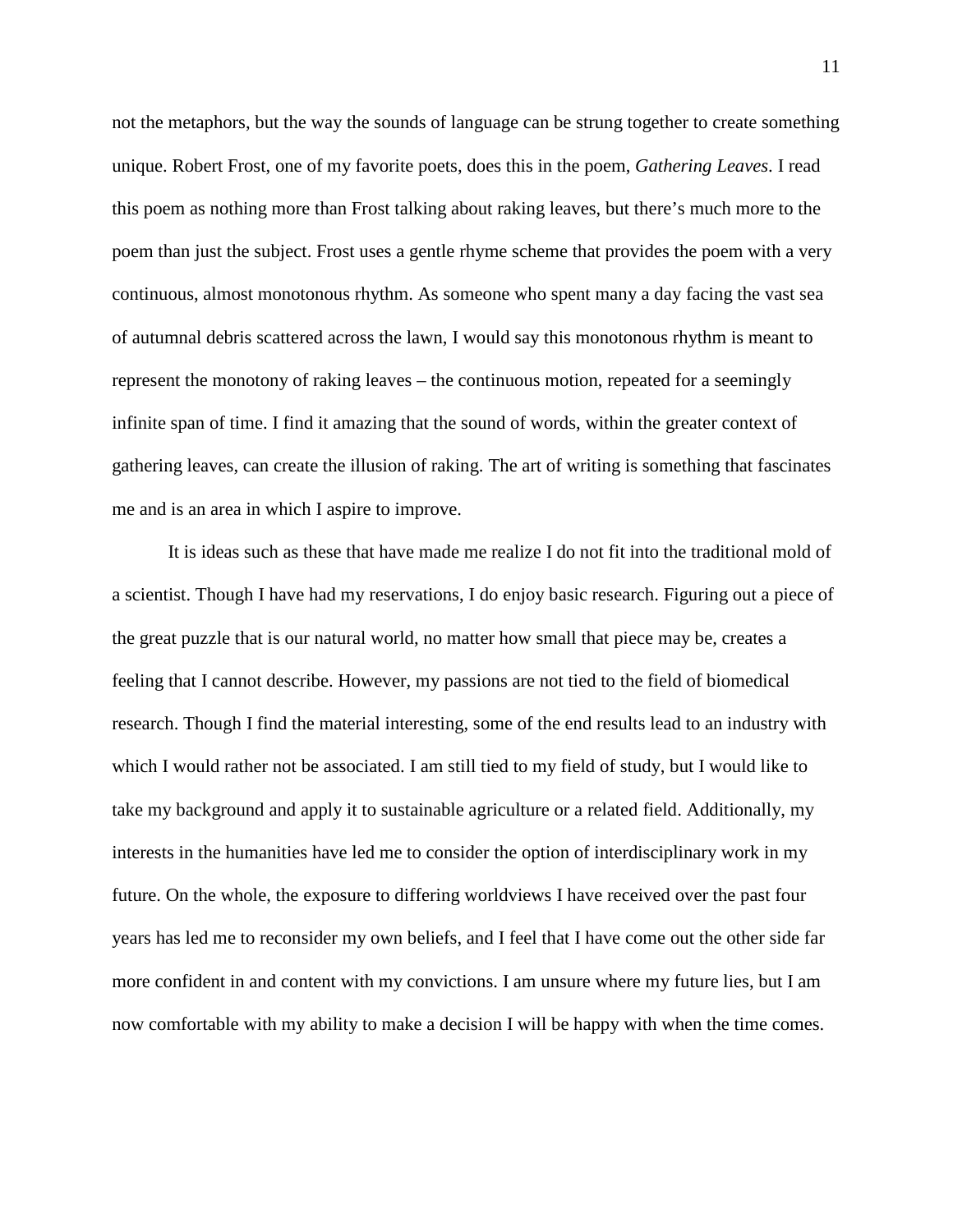not the metaphors, but the way the sounds of language can be strung together to create something unique. Robert Frost, one of my favorite poets, does this in the poem, *Gathering Leaves*. I read this poem as nothing more than Frost talking about raking leaves, but there's much more to the poem than just the subject. Frost uses a gentle rhyme scheme that provides the poem with a very continuous, almost monotonous rhythm. As someone who spent many a day facing the vast sea of autumnal debris scattered across the lawn, I would say this monotonous rhythm is meant to represent the monotony of raking leaves – the continuous motion, repeated for a seemingly infinite span of time. I find it amazing that the sound of words, within the greater context of gathering leaves, can create the illusion of raking. The art of writing is something that fascinates me and is an area in which I aspire to improve.

It is ideas such as these that have made me realize I do not fit into the traditional mold of a scientist. Though I have had my reservations, I do enjoy basic research. Figuring out a piece of the great puzzle that is our natural world, no matter how small that piece may be, creates a feeling that I cannot describe. However, my passions are not tied to the field of biomedical research. Though I find the material interesting, some of the end results lead to an industry with which I would rather not be associated. I am still tied to my field of study, but I would like to take my background and apply it to sustainable agriculture or a related field. Additionally, my interests in the humanities have led me to consider the option of interdisciplinary work in my future. On the whole, the exposure to differing worldviews I have received over the past four years has led me to reconsider my own beliefs, and I feel that I have come out the other side far more confident in and content with my convictions. I am unsure where my future lies, but I am now comfortable with my ability to make a decision I will be happy with when the time comes.